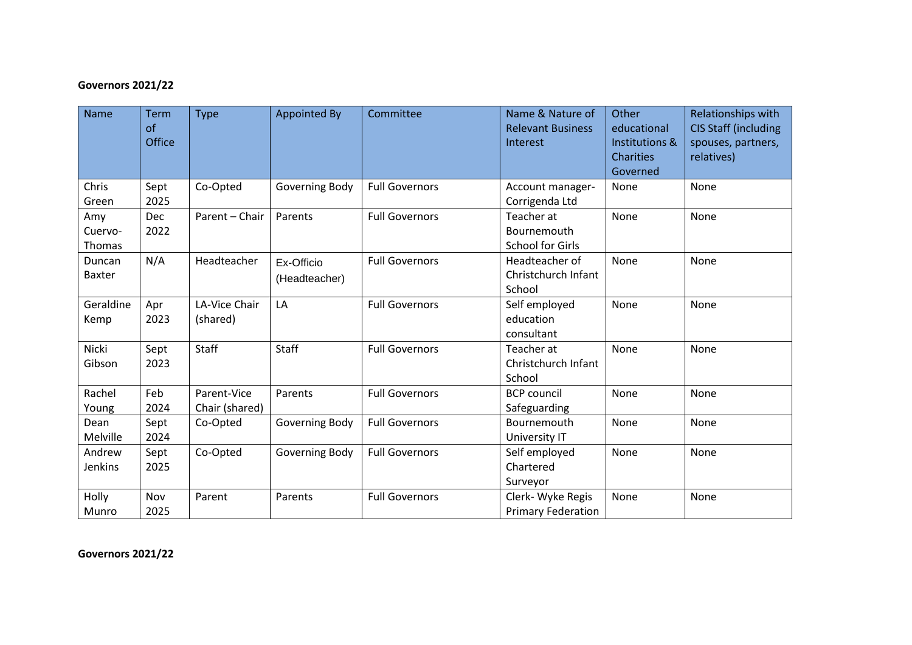**Governors 2021/22**

| Name | Term of Office | Type | Appointed By | Committee | Name & Nature of Relevant Business Interest | Other educational Institutions & Charities Governed | Relationships with CIS Staff (including spouses, partners, relatives) |
|---|---|---|---|---|---|---|---|
| Chris Green | Sept 2025 | Co-Opted | Governing Body | Full Governors | Account manager- Corrigenda Ltd | None | None |
| Amy Cuervo-Thomas | Dec 2022 | Parent – Chair | Parents | Full Governors | Teacher at Bournemouth School for Girls | None | None |
| Duncan Baxter | N/A | Headteacher | Ex-Officio (Headteacher) | Full Governors | Headteacher of Christchurch Infant School | None | None |
| Geraldine Kemp | Apr 2023 | LA-Vice Chair (shared) | LA | Full Governors | Self employed education consultant | None | None |
| Nicki Gibson | Sept 2023 | Staff | Staff | Full Governors | Teacher at Christchurch Infant School | None | None |
| Rachel Young | Feb 2024 | Parent-Vice Chair (shared) | Parents | Full Governors | BCP council Safeguarding | None | None |
| Dean Melville | Sept 2024 | Co-Opted | Governing Body | Full Governors | Bournemouth University IT | None | None |
| Andrew Jenkins | Sept 2025 | Co-Opted | Governing Body | Full Governors | Self employed Chartered Surveyor | None | None |
| Holly Munro | Nov 2025 | Parent | Parents | Full Governors | Clerk- Wyke Regis Primary Federation | None | None |

**Governors 2021/22**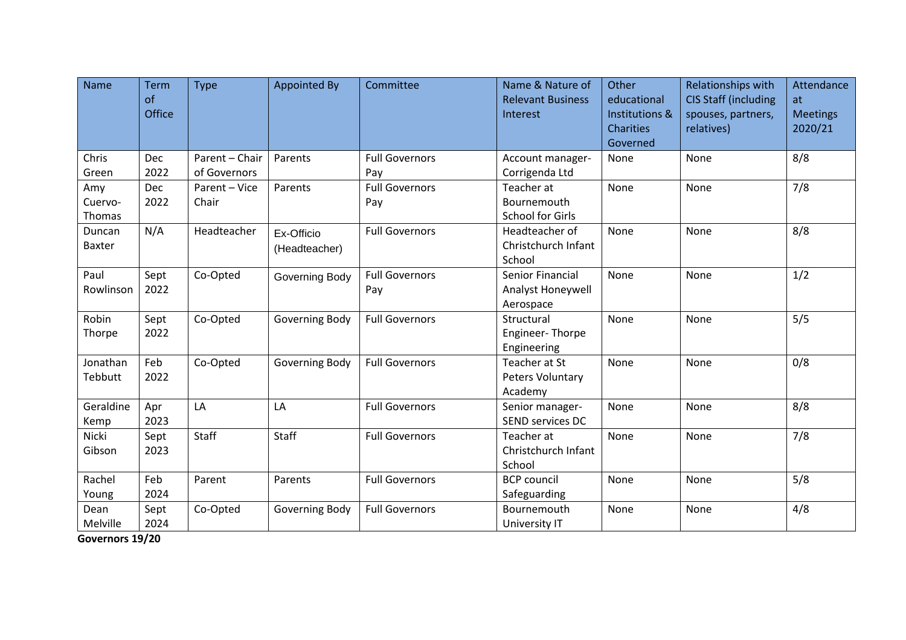| Name | Term of Office | Type | Appointed By | Committee | Name & Nature of Relevant Business Interest | Other educational Institutions & Charities Governed | Relationships with CIS Staff (including spouses, partners, relatives) | Attendance at Meetings 2020/21 |
|---|---|---|---|---|---|---|---|---|
| Chris Green | Dec 2022 | Parent – Chair of Governors | Parents | Full Governors Pay | Account manager- Corrigenda Ltd | None | None | 8/8 |
| Amy Cuervo-Thomas | Dec 2022 | Parent – Vice Chair | Parents | Full Governors Pay | Teacher at Bournemouth School for Girls | None | None | 7/8 |
| Duncan Baxter | N/A | Headteacher | Ex-Officio (Headteacher) | Full Governors | Headteacher of Christchurch Infant School | None | None | 8/8 |
| Paul Rowlinson | Sept 2022 | Co-Opted | Governing Body | Full Governors Pay | Senior Financial Analyst Honeywell Aerospace | None | None | 1/2 |
| Robin Thorpe | Sept 2022 | Co-Opted | Governing Body | Full Governors | Structural Engineer- Thorpe Engineering | None | None | 5/5 |
| Jonathan Tebbutt | Feb 2022 | Co-Opted | Governing Body | Full Governors | Teacher at St Peters Voluntary Academy | None | None | 0/8 |
| Geraldine Kemp | Apr 2023 | LA | LA | Full Governors | Senior manager- SEND services DC | None | None | 8/8 |
| Nicki Gibson | Sept 2023 | Staff | Staff | Full Governors | Teacher at Christchurch Infant School | None | None | 7/8 |
| Rachel Young | Feb 2024 | Parent | Parents | Full Governors | BCP council Safeguarding | None | None | 5/8 |
| Dean Melville | Sept 2024 | Co-Opted | Governing Body | Full Governors | Bournemouth University IT | None | None | 4/8 |

**Governors 19/20**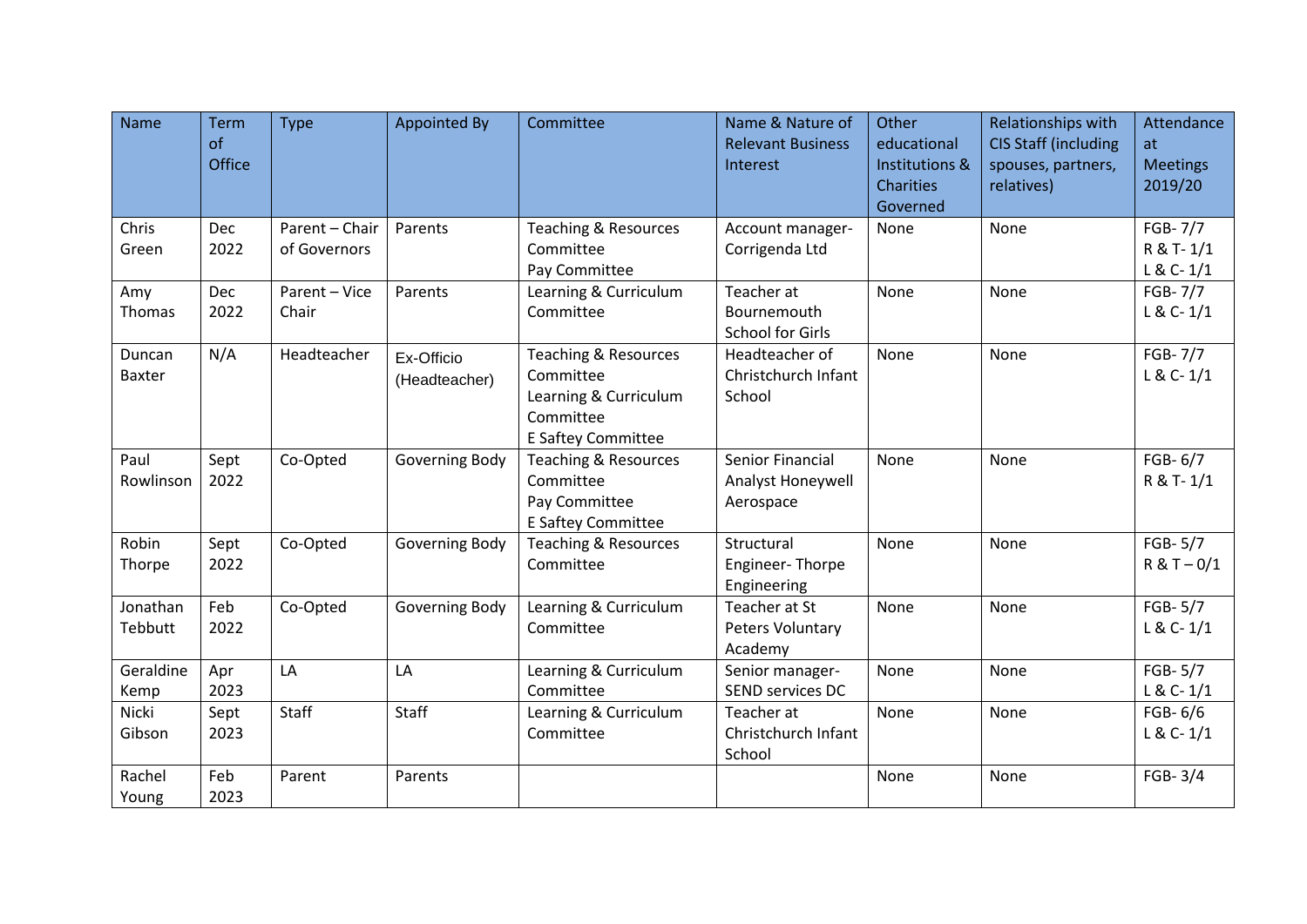| Name | Term of Office | Type | Appointed By | Committee | Name & Nature of Relevant Business Interest | Other educational Institutions & Charities Governed | Relationships with CIS Staff (including spouses, partners, relatives) | Attendance at Meetings 2019/20 |
|---|---|---|---|---|---|---|---|---|
| Chris Green | Dec 2022 | Parent – Chair of Governors | Parents | Teaching & Resources Committee<br>Pay Committee | Account manager- Corrigenda Ltd | None | None | FGB- 7/7<br>R & T- 1/1<br>L & C- 1/1 |
| Amy Thomas | Dec 2022 | Parent – Vice Chair | Parents | Learning & Curriculum Committee | Teacher at Bournemouth School for Girls | None | None | FGB- 7/7<br>L & C- 1/1 |
| Duncan Baxter | N/A | Headteacher | Ex-Officio (Headteacher) | Teaching & Resources Committee<br>Learning & Curriculum Committee<br>E Saftey Committee | Headteacher of Christchurch Infant School | None | None | FGB- 7/7<br>L & C- 1/1 |
| Paul Rowlinson | Sept 2022 | Co-Opted | Governing Body | Teaching & Resources Committee<br>Pay Committee<br>E Saftey Committee | Senior Financial Analyst Honeywell Aerospace | None | None | FGB- 6/7<br>R & T- 1/1 |
| Robin Thorpe | Sept 2022 | Co-Opted | Governing Body | Teaching & Resources Committee | Structural Engineer- Thorpe Engineering | None | None | FGB- 5/7<br>R & T – 0/1 |
| Jonathan Tebbutt | Feb 2022 | Co-Opted | Governing Body | Learning & Curriculum Committee | Teacher at St Peters Voluntary Academy | None | None | FGB- 5/7<br>L & C- 1/1 |
| Geraldine Kemp | Apr 2023 | LA | LA | Learning & Curriculum Committee | Senior manager- SEND services DC | None | None | FGB- 5/7<br>L & C- 1/1 |
| Nicki Gibson | Sept 2023 | Staff | Staff | Learning & Curriculum Committee | Teacher at Christchurch Infant School | None | None | FGB- 6/6<br>L & C- 1/1 |
| Rachel Young | Feb 2023 | Parent | Parents | | | None | None | FGB- 3/4 |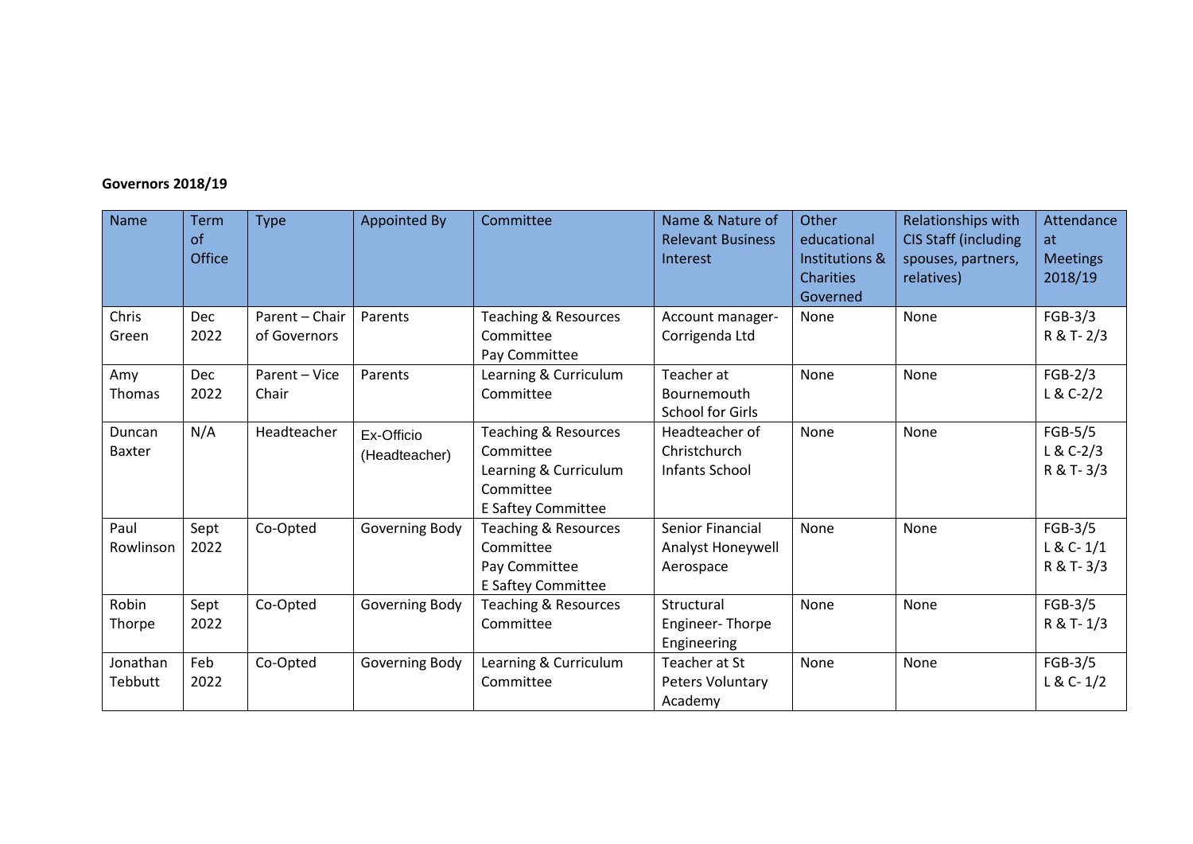**Governors 2018/19**

| Name | Term of Office | Type | Appointed By | Committee | Name & Nature of Relevant Business Interest | Other educational Institutions & Charities Governed | Relationships with CIS Staff (including spouses, partners, relatives) | Attendance at Meetings 2018/19 |
|---|---|---|---|---|---|---|---|---|
| Chris Green | Dec 2022 | Parent – Chair of Governors | Parents | Teaching & Resources Committee<br>Pay Committee | Account manager-Corrigenda Ltd | None | None | FGB-3/3<br>R & T- 2/3 |
| Amy Thomas | Dec 2022 | Parent – Vice Chair | Parents | Learning & Curriculum Committee | Teacher at Bournemouth School for Girls | None | None | FGB-2/3<br>L & C-2/2 |
| Duncan Baxter | N/A | Headteacher | Ex-Officio (Headteacher) | Teaching & Resources Committee<br>Learning & Curriculum Committee<br>E Saftey Committee | Headteacher of Christchurch Infants School | None | None | FGB-5/5<br>L & C-2/3<br>R & T- 3/3 |
| Paul Rowlinson | Sept 2022 | Co-Opted | Governing Body | Teaching & Resources Committee<br>Pay Committee<br>E Saftey Committee | Senior Financial Analyst Honeywell Aerospace | None | None | FGB-3/5<br>L & C- 1/1<br>R & T- 3/3 |
| Robin Thorpe | Sept 2022 | Co-Opted | Governing Body | Teaching & Resources Committee | Structural Engineer- Thorpe Engineering | None | None | FGB-3/5<br>R & T- 1/3 |
| Jonathan Tebbutt | Feb 2022 | Co-Opted | Governing Body | Learning & Curriculum Committee | Teacher at St Peters Voluntary Academy | None | None | FGB-3/5<br>L & C- 1/2 |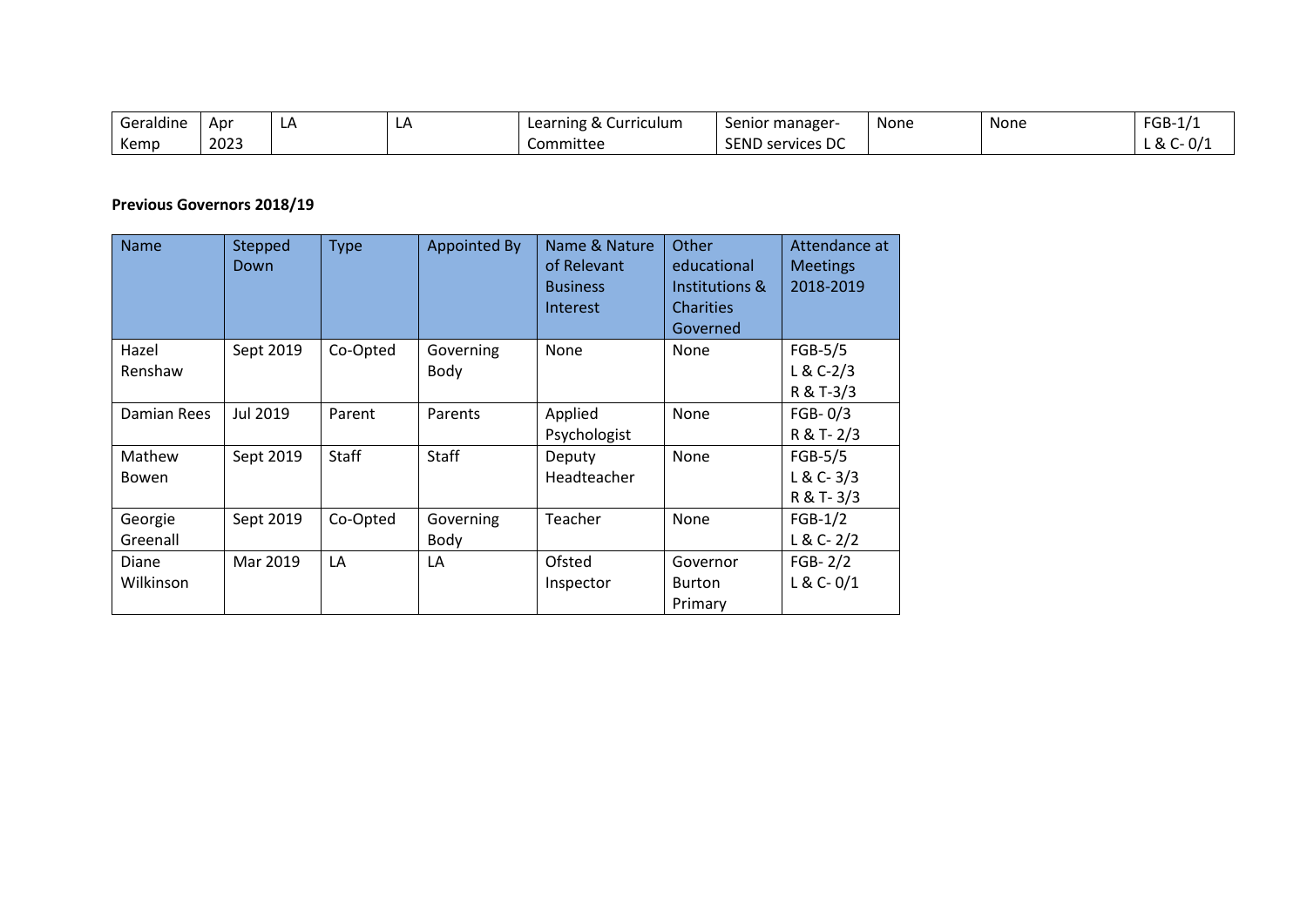| | | | | | | | | |
|---|---|---|---|---|---|---|---|---|
| Geraldine Kemp | Apr 2023 | LA | LA | Learning & Curriculum Committee | Senior manager- SEND services DC | None | None | FGB-1/1<br>L & C- 0/1 |

**Previous Governors 2018/19**

| Name | Stepped Down | Type | Appointed By | Name & Nature of Relevant Business Interest | Other educational Institutions & Charities Governed | Attendance at Meetings 2018-2019 |
|---|---|---|---|---|---|---|
| Hazel Renshaw | Sept 2019 | Co-Opted | Governing Body | None | None | FGB-5/5<br>L & C-2/3<br>R & T-3/3 |
| Damian Rees | Jul 2019 | Parent | Parents | Applied Psychologist | None | FGB- 0/3<br>R & T- 2/3 |
| Mathew Bowen | Sept 2019 | Staff | Staff | Deputy Headteacher | None | FGB-5/5<br>L & C- 3/3<br>R & T- 3/3 |
| Georgie Greenall | Sept 2019 | Co-Opted | Governing Body | Teacher | None | FGB-1/2<br>L & C- 2/2 |
| Diane Wilkinson | Mar 2019 | LA | LA | Ofsted Inspector | Governor Burton Primary | FGB- 2/2<br>L & C- 0/1 |